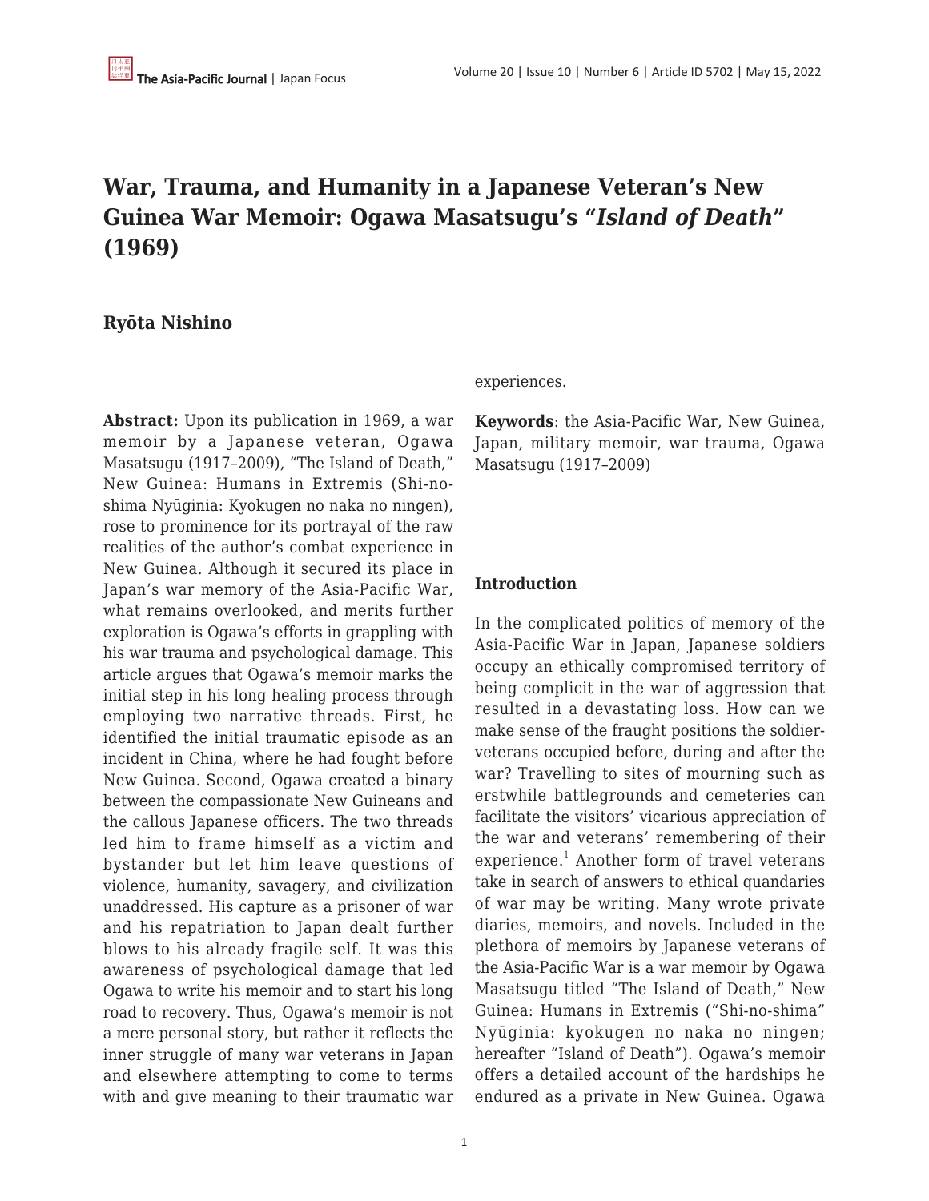# War, Trauma, and Humanity in a Japanese Veteran's New Guinea War Memoir: Ogawa Masatsugu's "*Island of Death*" (1969)

## Ryōta Nishino

**Abstract:** Upon its publication in 1969, a war memoir by a Japanese veteran, Ogawa Masatsugu (1917–2009), "The Island of Death," New Guinea: Humans in Extremis (Shi-no-shima Nyūginia: Kyokugen no naka no ningen), rose to prominence for its portrayal of the raw realities of the author's combat experience in New Guinea. Although it secured its place in Japan's war memory of the Asia-Pacific War, what remains overlooked, and merits further exploration is Ogawa's efforts in grappling with his war trauma and psychological damage. This article argues that Ogawa's memoir marks the initial step in his long healing process through employing two narrative threads. First, he identified the initial traumatic episode as an incident in China, where he had fought before New Guinea. Second, Ogawa created a binary between the compassionate New Guineans and the callous Japanese officers. The two threads led him to frame himself as a victim and bystander but let him leave questions of violence, humanity, savagery, and civilization unaddressed. His capture as a prisoner of war and his repatriation to Japan dealt further blows to his already fragile self. It was this awareness of psychological damage that led Ogawa to write his memoir and to start his long road to recovery. Thus, Ogawa's memoir is not a mere personal story, but rather it reflects the inner struggle of many war veterans in Japan and elsewhere attempting to come to terms with and give meaning to their traumatic war experiences.

**Keywords**: the Asia-Pacific War, New Guinea, Japan, military memoir, war trauma, Ogawa Masatsugu (1917–2009)

### Introduction

In the complicated politics of memory of the Asia-Pacific War in Japan, Japanese soldiers occupy an ethically compromised territory of being complicit in the war of aggression that resulted in a devastating loss. How can we make sense of the fraught positions the soldier-veterans occupied before, during and after the war? Travelling to sites of mourning such as erstwhile battlegrounds and cemeteries can facilitate the visitors' vicarious appreciation of the war and veterans' remembering of their experience.[1] Another form of travel veterans take in search of answers to ethical quandaries of war may be writing. Many wrote private diaries, memoirs, and novels. Included in the plethora of memoirs by Japanese veterans of the Asia-Pacific War is a war memoir by Ogawa Masatsugu titled "The Island of Death," New Guinea: Humans in Extremis ("Shi-no-shima" Nyūginia: kyokugen no naka no ningen; hereafter "Island of Death"). Ogawa's memoir offers a detailed account of the hardships he endured as a private in New Guinea. Ogawa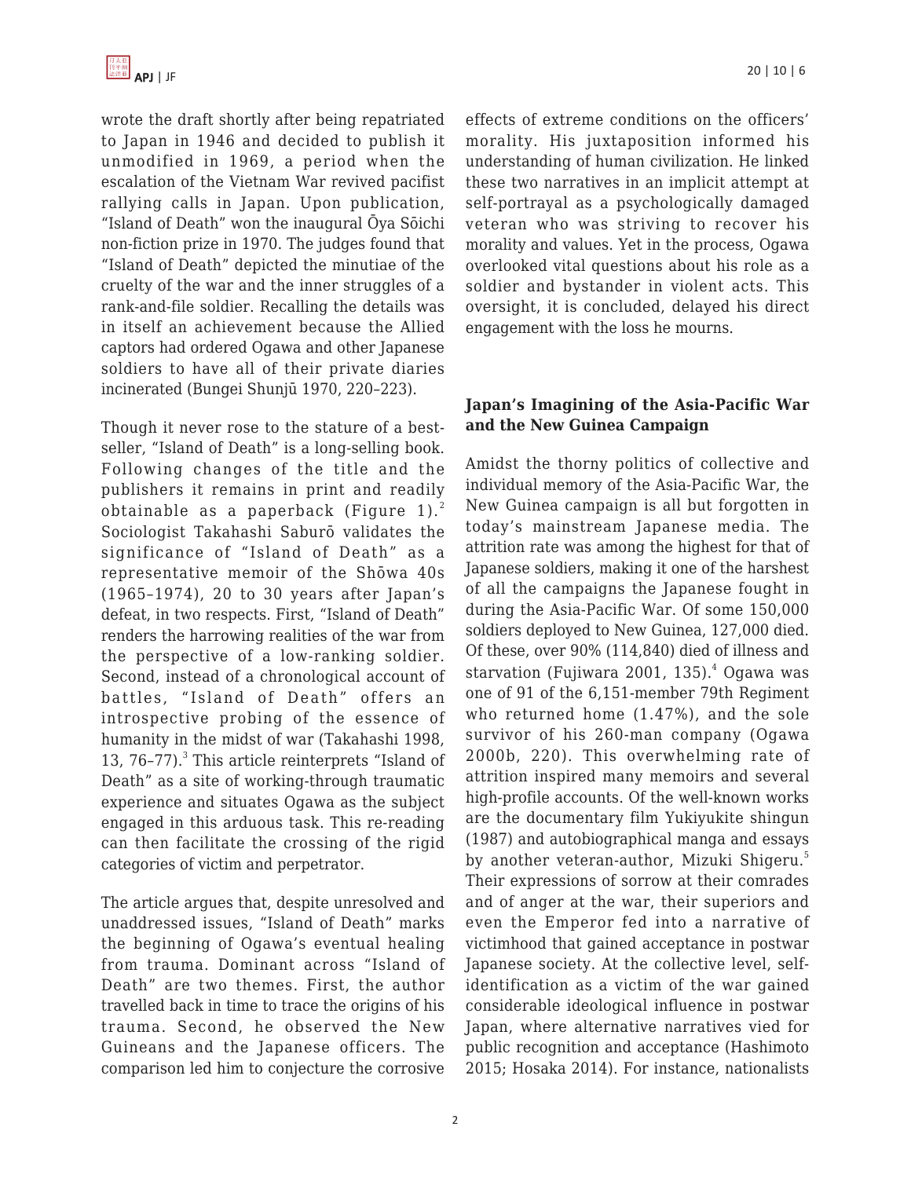wrote the draft shortly after being repatriated to Japan in 1946 and decided to publish it unmodified in 1969, a period when the escalation of the Vietnam War revived pacifist rallying calls in Japan. Upon publication, "Island of Death" won the inaugural Ōya Sōichi non-fiction prize in 1970. The judges found that "Island of Death" depicted the minutiae of the cruelty of the war and the inner struggles of a rank-and-file soldier. Recalling the details was in itself an achievement because the Allied captors had ordered Ogawa and other Japanese soldiers to have all of their private diaries incinerated (Bungei Shunjū 1970, 220–223).

Though it never rose to the stature of a best-seller, "Island of Death" is a long-selling book. Following changes of the title and the publishers it remains in print and readily obtainable as a paperback (Figure 1).[2] Sociologist Takahashi Saburō validates the significance of "Island of Death" as a representative memoir of the Shōwa 40s (1965–1974), 20 to 30 years after Japan's defeat, in two respects. First, "Island of Death" renders the harrowing realities of the war from the perspective of a low-ranking soldier. Second, instead of a chronological account of battles, "Island of Death" offers an introspective probing of the essence of humanity in the midst of war (Takahashi 1998, 13, 76–77).[3] This article reinterprets "Island of Death" as a site of working-through traumatic experience and situates Ogawa as the subject engaged in this arduous task. This re-reading can then facilitate the crossing of the rigid categories of victim and perpetrator.

The article argues that, despite unresolved and unaddressed issues, "Island of Death" marks the beginning of Ogawa's eventual healing from trauma. Dominant across "Island of Death" are two themes. First, the author travelled back in time to trace the origins of his trauma. Second, he observed the New Guineans and the Japanese officers. The comparison led him to conjecture the corrosive effects of extreme conditions on the officers' morality. His juxtaposition informed his understanding of human civilization. He linked these two narratives in an implicit attempt at self-portrayal as a psychologically damaged veteran who was striving to recover his morality and values. Yet in the process, Ogawa overlooked vital questions about his role as a soldier and bystander in violent acts. This oversight, it is concluded, delayed his direct engagement with the loss he mourns.

## Japan's Imagining of the Asia-Pacific War and the New Guinea Campaign

Amidst the thorny politics of collective and individual memory of the Asia-Pacific War, the New Guinea campaign is all but forgotten in today's mainstream Japanese media. The attrition rate was among the highest for that of Japanese soldiers, making it one of the harshest of all the campaigns the Japanese fought in during the Asia-Pacific War. Of some 150,000 soldiers deployed to New Guinea, 127,000 died. Of these, over 90% (114,840) died of illness and starvation (Fujiwara 2001, 135).[4] Ogawa was one of 91 of the 6,151-member 79th Regiment who returned home (1.47%), and the sole survivor of his 260-man company (Ogawa 2000b, 220). This overwhelming rate of attrition inspired many memoirs and several high-profile accounts. Of the well-known works are the documentary film Yukiyukite shingun (1987) and autobiographical manga and essays by another veteran-author, Mizuki Shigeru.[5] Their expressions of sorrow at their comrades and of anger at the war, their superiors and even the Emperor fed into a narrative of victimhood that gained acceptance in postwar Japanese society. At the collective level, self-identification as a victim of the war gained considerable ideological influence in postwar Japan, where alternative narratives vied for public recognition and acceptance (Hashimoto 2015; Hosaka 2014). For instance, nationalists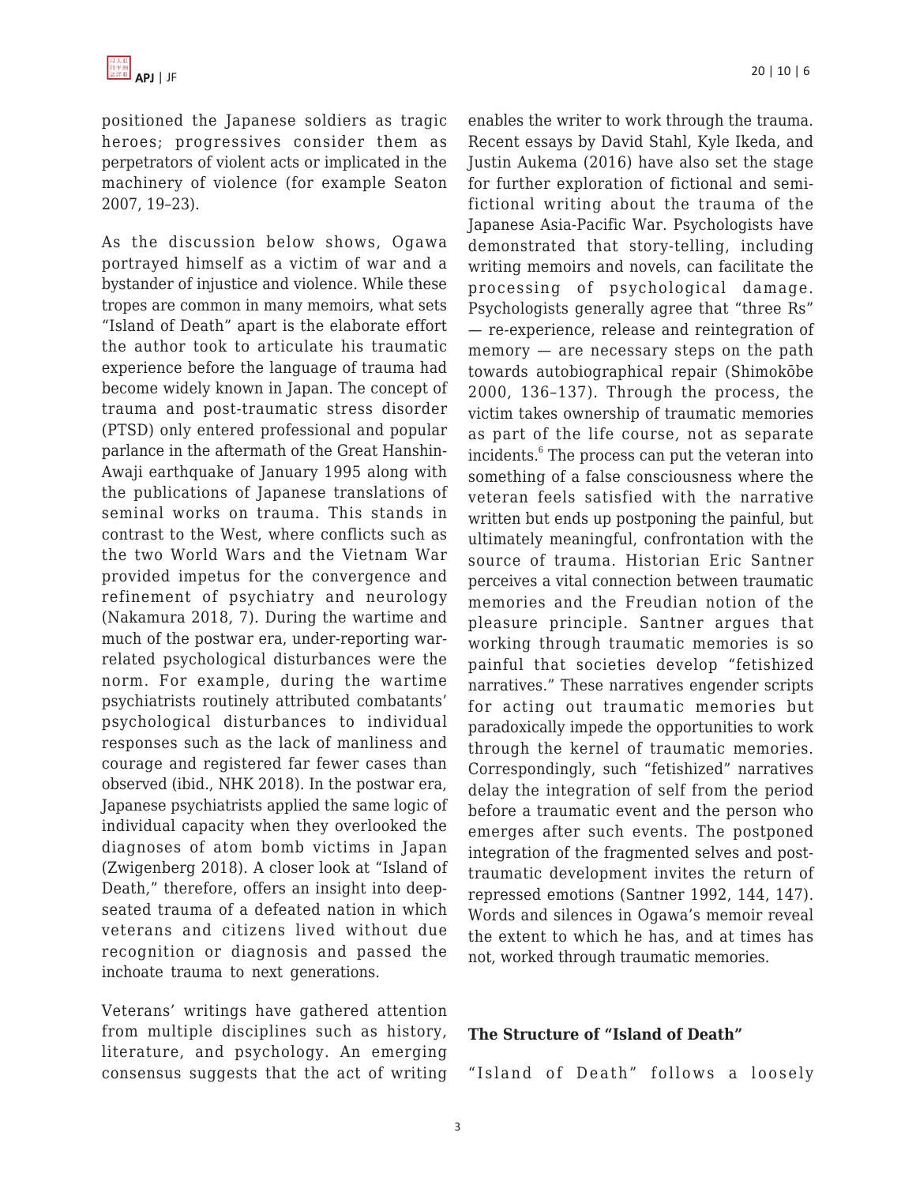positioned the Japanese soldiers as tragic heroes; progressives consider them as perpetrators of violent acts or implicated in the machinery of violence (for example Seaton 2007, 19–23).

As the discussion below shows, Ogawa portrayed himself as a victim of war and a bystander of injustice and violence. While these tropes are common in many memoirs, what sets "Island of Death" apart is the elaborate effort the author took to articulate his traumatic experience before the language of trauma had become widely known in Japan. The concept of trauma and post-traumatic stress disorder (PTSD) only entered professional and popular parlance in the aftermath of the Great Hanshin-Awaji earthquake of January 1995 along with the publications of Japanese translations of seminal works on trauma. This stands in contrast to the West, where conflicts such as the two World Wars and the Vietnam War provided impetus for the convergence and refinement of psychiatry and neurology (Nakamura 2018, 7). During the wartime and much of the postwar era, under-reporting war-related psychological disturbances were the norm. For example, during the wartime psychiatrists routinely attributed combatants' psychological disturbances to individual responses such as the lack of manliness and courage and registered far fewer cases than observed (ibid., NHK 2018). In the postwar era, Japanese psychiatrists applied the same logic of individual capacity when they overlooked the diagnoses of atom bomb victims in Japan (Zwigenberg 2018). A closer look at "Island of Death," therefore, offers an insight into deep-seated trauma of a defeated nation in which veterans and citizens lived without due recognition or diagnosis and passed the inchoate trauma to next generations.

Veterans' writings have gathered attention from multiple disciplines such as history, literature, and psychology. An emerging consensus suggests that the act of writing enables the writer to work through the trauma. Recent essays by David Stahl, Kyle Ikeda, and Justin Aukema (2016) have also set the stage for further exploration of fictional and semi-fictional writing about the trauma of the Japanese Asia-Pacific War. Psychologists have demonstrated that story-telling, including writing memoirs and novels, can facilitate the processing of psychological damage. Psychologists generally agree that "three Rs" — re-experience, release and reintegration of memory — are necessary steps on the path towards autobiographical repair (Shimokōbe 2000, 136–137). Through the process, the victim takes ownership of traumatic memories as part of the life course, not as separate incidents.[6] The process can put the veteran into something of a false consciousness where the veteran feels satisfied with the narrative written but ends up postponing the painful, but ultimately meaningful, confrontation with the source of trauma. Historian Eric Santner perceives a vital connection between traumatic memories and the Freudian notion of the pleasure principle. Santner argues that working through traumatic memories is so painful that societies develop "fetishized narratives." These narratives engender scripts for acting out traumatic memories but paradoxically impede the opportunities to work through the kernel of traumatic memories. Correspondingly, such "fetishized" narratives delay the integration of self from the period before a traumatic event and the person who emerges after such events. The postponed integration of the fragmented selves and post-traumatic development invites the return of repressed emotions (Santner 1992, 144, 147). Words and silences in Ogawa's memoir reveal the extent to which he has, and at times has not, worked through traumatic memories.

## The Structure of "Island of Death"

"Island of Death" follows a loosely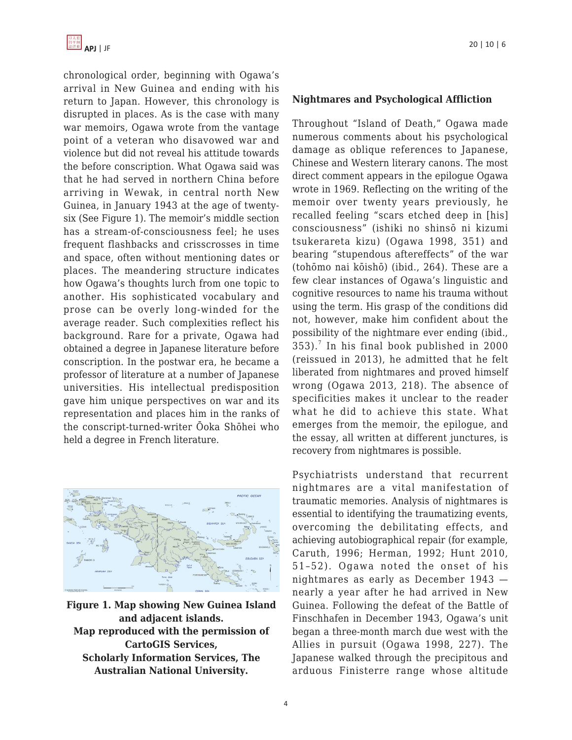chronological order, beginning with Ogawa's arrival in New Guinea and ending with his return to Japan. However, this chronology is disrupted in places. As is the case with many war memoirs, Ogawa wrote from the vantage point of a veteran who disavowed war and violence but did not reveal his attitude towards the before conscription. What Ogawa said was that he had served in northern China before arriving in Wewak, in central north New Guinea, in January 1943 at the age of twenty-six (See Figure 1). The memoir's middle section has a stream-of-consciousness feel; he uses frequent flashbacks and crisscrosses in time and space, often without mentioning dates or places. The meandering structure indicates how Ogawa's thoughts lurch from one topic to another. His sophisticated vocabulary and prose can be overly long-winded for the average reader. Such complexities reflect his background. Rare for a private, Ogawa had obtained a degree in Japanese literature before conscription. In the postwar era, he became a professor of literature at a number of Japanese universities. His intellectual predisposition gave him unique perspectives on war and its representation and places him in the ranks of the conscript-turned-writer Ōoka Shōhei who held a degree in French literature.

**Figure 1. Map showing New Guinea Island and adjacent islands. Map reproduced with the permission of CartoGIS Services, Scholarly Information Services, The Australian National University.**

## Nightmares and Psychological Affliction

Throughout "Island of Death," Ogawa made numerous comments about his psychological damage as oblique references to Japanese, Chinese and Western literary canons. The most direct comment appears in the epilogue Ogawa wrote in 1969. Reflecting on the writing of the memoir over twenty years previously, he recalled feeling "scars etched deep in [his] consciousness" (ishiki no shinsō ni kizumi tsukerareta kizu) (Ogawa 1998, 351) and bearing "stupendous aftereffects" of the war (tohōmo nai kōishō) (ibid., 264). These are a few clear instances of Ogawa's linguistic and cognitive resources to name his trauma without using the term. His grasp of the conditions did not, however, make him confident about the possibility of the nightmare ever ending (ibid., 353).[7] In his final book published in 2000 (reissued in 2013), he admitted that he felt liberated from nightmares and proved himself wrong (Ogawa 2013, 218). The absence of specificities makes it unclear to the reader what he did to achieve this state. What emerges from the memoir, the epilogue, and the essay, all written at different junctures, is recovery from nightmares is possible.

Psychiatrists understand that recurrent nightmares are a vital manifestation of traumatic memories. Analysis of nightmares is essential to identifying the traumatizing events, overcoming the debilitating effects, and achieving autobiographical repair (for example, Caruth, 1996; Herman, 1992; Hunt 2010, 51–52). Ogawa noted the onset of his nightmares as early as December 1943 — nearly a year after he had arrived in New Guinea. Following the defeat of the Battle of Finschhafen in December 1943, Ogawa's unit began a three-month march due west with the Allies in pursuit (Ogawa 1998, 227). The Japanese walked through the precipitous and arduous Finisterre range whose altitude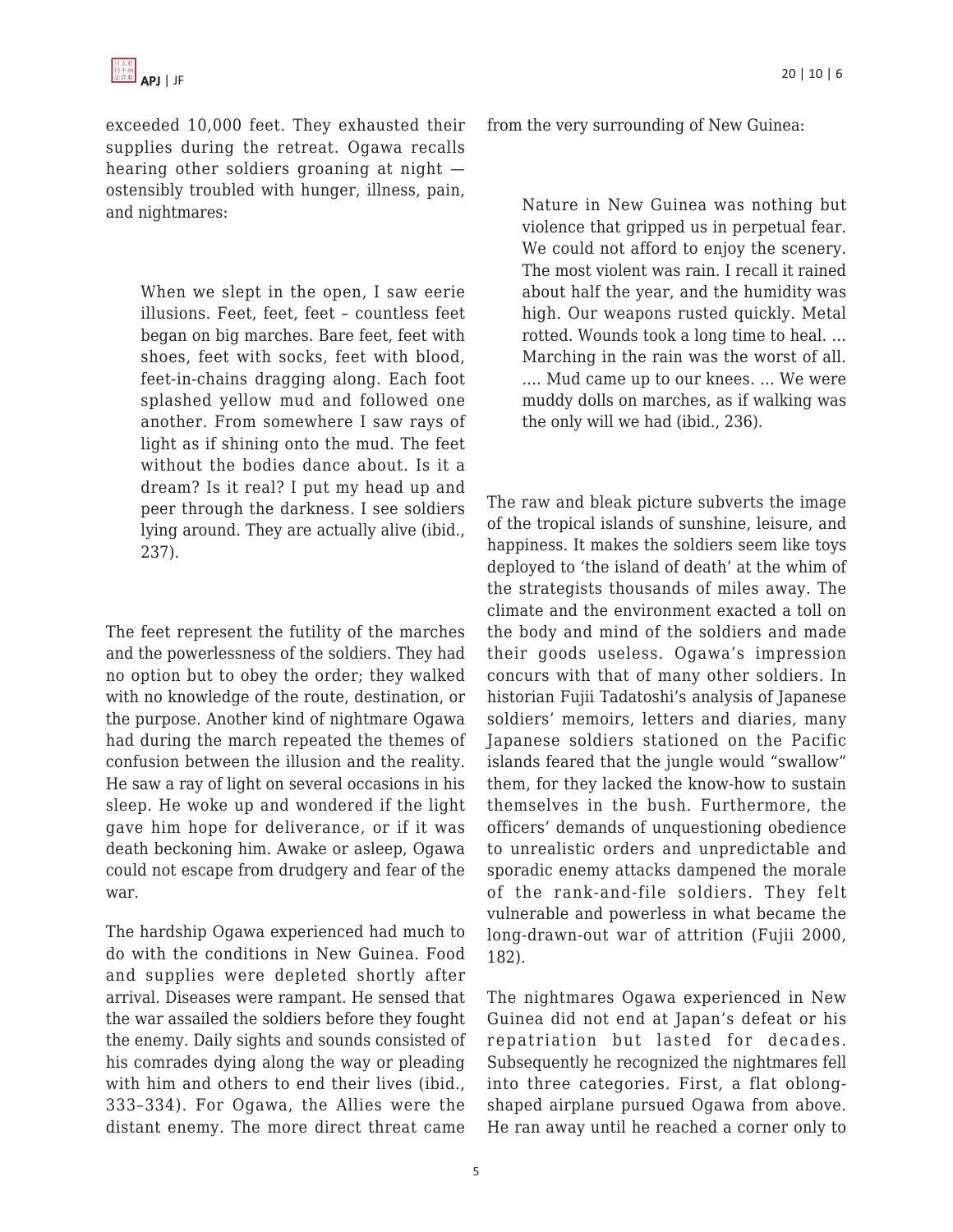exceeded 10,000 feet. They exhausted their supplies during the retreat. Ogawa recalls hearing other soldiers groaning at night — ostensibly troubled with hunger, illness, pain, and nightmares:

> When we slept in the open, I saw eerie illusions. Feet, feet, feet – countless feet began on big marches. Bare feet, feet with shoes, feet with socks, feet with blood, feet-in-chains dragging along. Each foot splashed yellow mud and followed one another. From somewhere I saw rays of light as if shining onto the mud. The feet without the bodies dance about. Is it a dream? Is it real? I put my head up and peer through the darkness. I see soldiers lying around. They are actually alive (ibid., 237).

The feet represent the futility of the marches and the powerlessness of the soldiers. They had no option but to obey the order; they walked with no knowledge of the route, destination, or the purpose. Another kind of nightmare Ogawa had during the march repeated the themes of confusion between the illusion and the reality. He saw a ray of light on several occasions in his sleep. He woke up and wondered if the light gave him hope for deliverance, or if it was death beckoning him. Awake or asleep, Ogawa could not escape from drudgery and fear of the war.

The hardship Ogawa experienced had much to do with the conditions in New Guinea. Food and supplies were depleted shortly after arrival. Diseases were rampant. He sensed that the war assailed the soldiers before they fought the enemy. Daily sights and sounds consisted of his comrades dying along the way or pleading with him and others to end their lives (ibid., 333–334). For Ogawa, the Allies were the distant enemy. The more direct threat came from the very surrounding of New Guinea:

> Nature in New Guinea was nothing but violence that gripped us in perpetual fear. We could not afford to enjoy the scenery. The most violent was rain. I recall it rained about half the year, and the humidity was high. Our weapons rusted quickly. Metal rotted. Wounds took a long time to heal. … Marching in the rain was the worst of all. …. Mud came up to our knees. … We were muddy dolls on marches, as if walking was the only will we had (ibid., 236).

The raw and bleak picture subverts the image of the tropical islands of sunshine, leisure, and happiness. It makes the soldiers seem like toys deployed to 'the island of death' at the whim of the strategists thousands of miles away. The climate and the environment exacted a toll on the body and mind of the soldiers and made their goods useless. Ogawa's impression concurs with that of many other soldiers. In historian Fujii Tadatoshi's analysis of Japanese soldiers' memoirs, letters and diaries, many Japanese soldiers stationed on the Pacific islands feared that the jungle would "swallow" them, for they lacked the know-how to sustain themselves in the bush. Furthermore, the officers' demands of unquestioning obedience to unrealistic orders and unpredictable and sporadic enemy attacks dampened the morale of the rank-and-file soldiers. They felt vulnerable and powerless in what became the long-drawn-out war of attrition (Fujii 2000, 182).

The nightmares Ogawa experienced in New Guinea did not end at Japan's defeat or his repatriation but lasted for decades. Subsequently he recognized the nightmares fell into three categories. First, a flat oblong-shaped airplane pursued Ogawa from above. He ran away until he reached a corner only to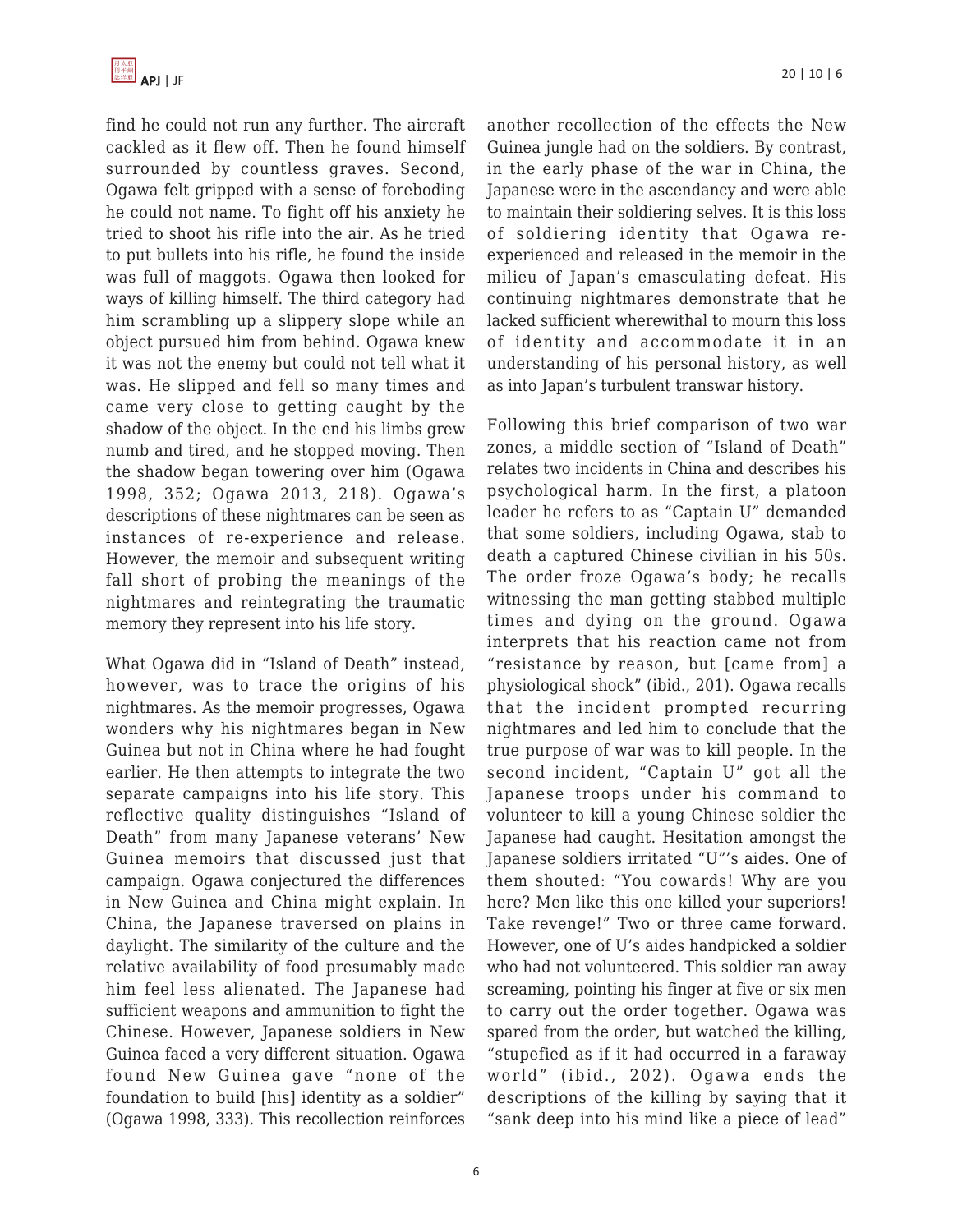find he could not run any further. The aircraft cackled as it flew off. Then he found himself surrounded by countless graves. Second, Ogawa felt gripped with a sense of foreboding he could not name. To fight off his anxiety he tried to shoot his rifle into the air. As he tried to put bullets into his rifle, he found the inside was full of maggots. Ogawa then looked for ways of killing himself. The third category had him scrambling up a slippery slope while an object pursued him from behind. Ogawa knew it was not the enemy but could not tell what it was. He slipped and fell so many times and came very close to getting caught by the shadow of the object. In the end his limbs grew numb and tired, and he stopped moving. Then the shadow began towering over him (Ogawa 1998, 352; Ogawa 2013, 218). Ogawa's descriptions of these nightmares can be seen as instances of re-experience and release. However, the memoir and subsequent writing fall short of probing the meanings of the nightmares and reintegrating the traumatic memory they represent into his life story.

What Ogawa did in "Island of Death" instead, however, was to trace the origins of his nightmares. As the memoir progresses, Ogawa wonders why his nightmares began in New Guinea but not in China where he had fought earlier. He then attempts to integrate the two separate campaigns into his life story. This reflective quality distinguishes "Island of Death" from many Japanese veterans' New Guinea memoirs that discussed just that campaign. Ogawa conjectured the differences in New Guinea and China might explain. In China, the Japanese traversed on plains in daylight. The similarity of the culture and the relative availability of food presumably made him feel less alienated. The Japanese had sufficient weapons and ammunition to fight the Chinese. However, Japanese soldiers in New Guinea faced a very different situation. Ogawa found New Guinea gave "none of the foundation to build [his] identity as a soldier" (Ogawa 1998, 333). This recollection reinforces another recollection of the effects the New Guinea jungle had on the soldiers. By contrast, in the early phase of the war in China, the Japanese were in the ascendancy and were able to maintain their soldiering selves. It is this loss of soldiering identity that Ogawa re-experienced and released in the memoir in the milieu of Japan's emasculating defeat. His continuing nightmares demonstrate that he lacked sufficient wherewithal to mourn this loss of identity and accommodate it in an understanding of his personal history, as well as into Japan's turbulent transwar history.

Following this brief comparison of two war zones, a middle section of "Island of Death" relates two incidents in China and describes his psychological harm. In the first, a platoon leader he refers to as "Captain U" demanded that some soldiers, including Ogawa, stab to death a captured Chinese civilian in his 50s. The order froze Ogawa's body; he recalls witnessing the man getting stabbed multiple times and dying on the ground. Ogawa interprets that his reaction came not from "resistance by reason, but [came from] a physiological shock" (ibid., 201). Ogawa recalls that the incident prompted recurring nightmares and led him to conclude that the true purpose of war was to kill people. In the second incident, "Captain U" got all the Japanese troops under his command to volunteer to kill a young Chinese soldier the Japanese had caught. Hesitation amongst the Japanese soldiers irritated "U"'s aides. One of them shouted: "You cowards! Why are you here? Men like this one killed your superiors! Take revenge!" Two or three came forward. However, one of U's aides handpicked a soldier who had not volunteered. This soldier ran away screaming, pointing his finger at five or six men to carry out the order together. Ogawa was spared from the order, but watched the killing, "stupefied as if it had occurred in a faraway world" (ibid., 202). Ogawa ends the descriptions of the killing by saying that it "sank deep into his mind like a piece of lead"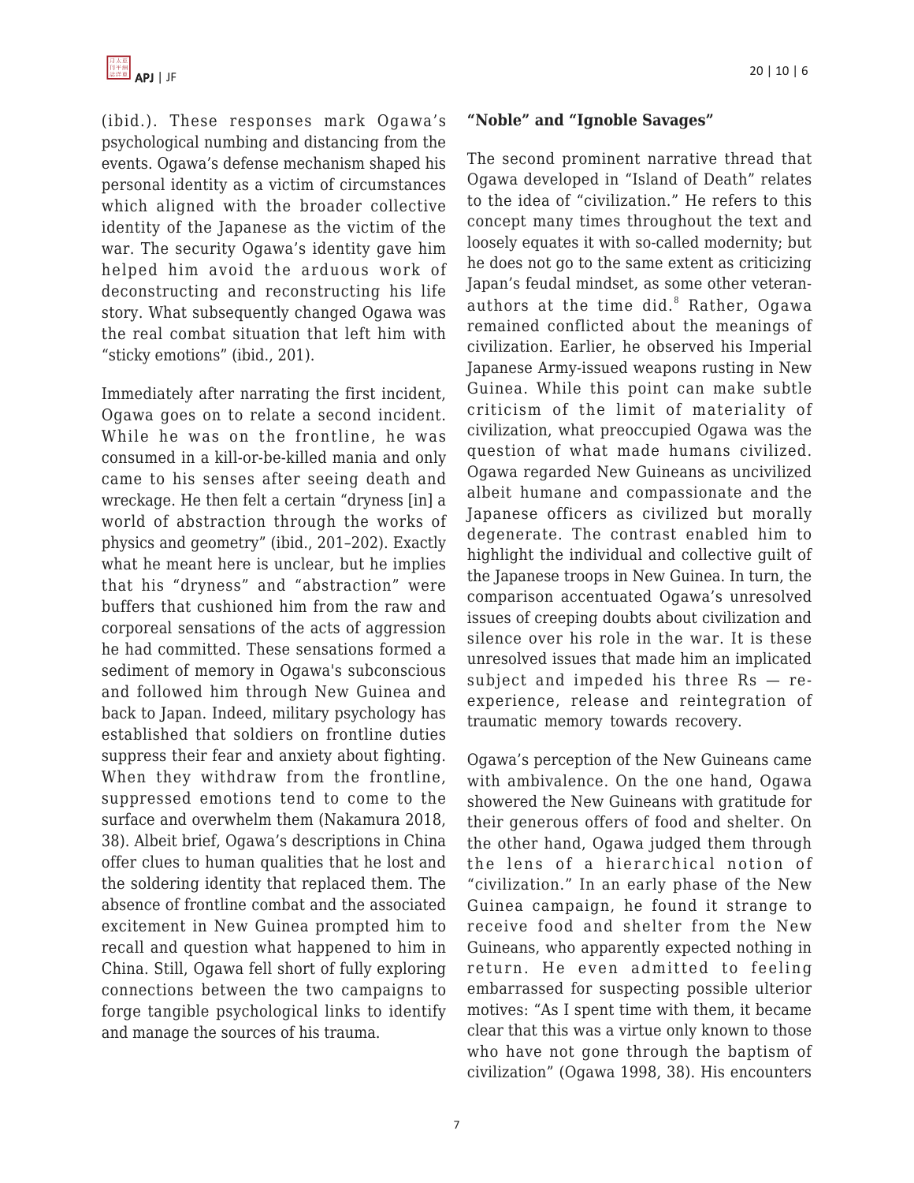(ibid.). These responses mark Ogawa's psychological numbing and distancing from the events. Ogawa's defense mechanism shaped his personal identity as a victim of circumstances which aligned with the broader collective identity of the Japanese as the victim of the war. The security Ogawa's identity gave him helped him avoid the arduous work of deconstructing and reconstructing his life story. What subsequently changed Ogawa was the real combat situation that left him with "sticky emotions" (ibid., 201).

Immediately after narrating the first incident, Ogawa goes on to relate a second incident. While he was on the frontline, he was consumed in a kill-or-be-killed mania and only came to his senses after seeing death and wreckage. He then felt a certain "dryness [in] a world of abstraction through the works of physics and geometry" (ibid., 201–202). Exactly what he meant here is unclear, but he implies that his "dryness" and "abstraction" were buffers that cushioned him from the raw and corporeal sensations of the acts of aggression he had committed. These sensations formed a sediment of memory in Ogawa's subconscious and followed him through New Guinea and back to Japan. Indeed, military psychology has established that soldiers on frontline duties suppress their fear and anxiety about fighting. When they withdraw from the frontline, suppressed emotions tend to come to the surface and overwhelm them (Nakamura 2018, 38). Albeit brief, Ogawa's descriptions in China offer clues to human qualities that he lost and the soldering identity that replaced them. The absence of frontline combat and the associated excitement in New Guinea prompted him to recall and question what happened to him in China. Still, Ogawa fell short of fully exploring connections between the two campaigns to forge tangible psychological links to identify and manage the sources of his trauma.

## "Noble" and "Ignoble Savages"

The second prominent narrative thread that Ogawa developed in "Island of Death" relates to the idea of "civilization." He refers to this concept many times throughout the text and loosely equates it with so-called modernity; but he does not go to the same extent as criticizing Japan's feudal mindset, as some other veteran-authors at the time did.[8] Rather, Ogawa remained conflicted about the meanings of civilization. Earlier, he observed his Imperial Japanese Army-issued weapons rusting in New Guinea. While this point can make subtle criticism of the limit of materiality of civilization, what preoccupied Ogawa was the question of what made humans civilized. Ogawa regarded New Guineans as uncivilized albeit humane and compassionate and the Japanese officers as civilized but morally degenerate. The contrast enabled him to highlight the individual and collective guilt of the Japanese troops in New Guinea. In turn, the comparison accentuated Ogawa's unresolved issues of creeping doubts about civilization and silence over his role in the war. It is these unresolved issues that made him an implicated subject and impeded his three Rs — re-experience, release and reintegration of traumatic memory towards recovery.

Ogawa's perception of the New Guineans came with ambivalence. On the one hand, Ogawa showered the New Guineans with gratitude for their generous offers of food and shelter. On the other hand, Ogawa judged them through the lens of a hierarchical notion of "civilization." In an early phase of the New Guinea campaign, he found it strange to receive food and shelter from the New Guineans, who apparently expected nothing in return. He even admitted to feeling embarrassed for suspecting possible ulterior motives: "As I spent time with them, it became clear that this was a virtue only known to those who have not gone through the baptism of civilization" (Ogawa 1998, 38). His encounters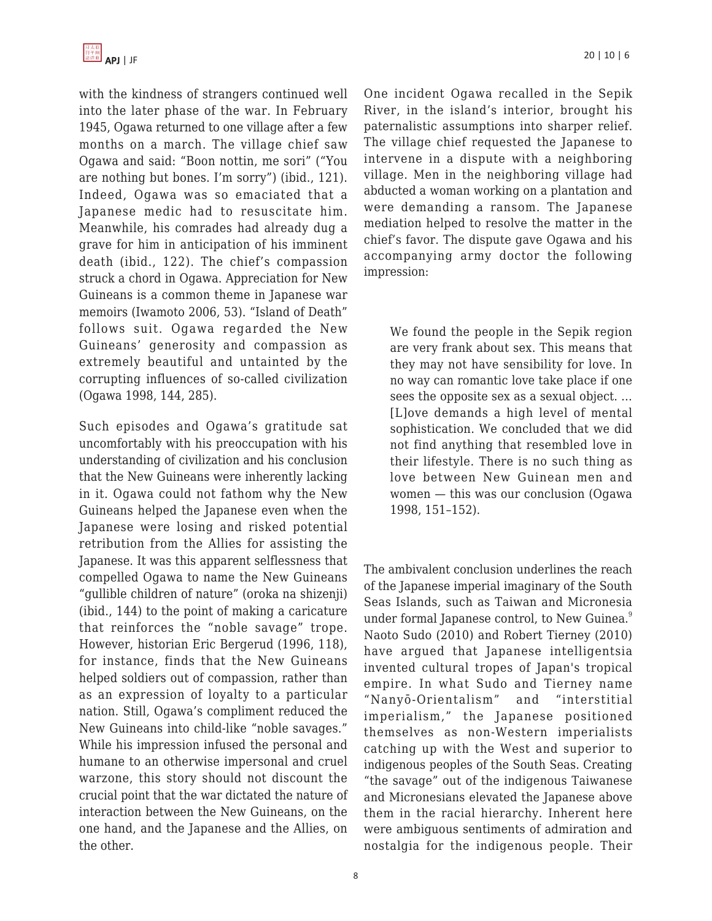with the kindness of strangers continued well into the later phase of the war. In February 1945, Ogawa returned to one village after a few months on a march. The village chief saw Ogawa and said: "Boon nottin, me sori" ("You are nothing but bones. I'm sorry") (ibid., 121). Indeed, Ogawa was so emaciated that a Japanese medic had to resuscitate him. Meanwhile, his comrades had already dug a grave for him in anticipation of his imminent death (ibid., 122). The chief's compassion struck a chord in Ogawa. Appreciation for New Guineans is a common theme in Japanese war memoirs (Iwamoto 2006, 53). "Island of Death" follows suit. Ogawa regarded the New Guineans' generosity and compassion as extremely beautiful and untainted by the corrupting influences of so-called civilization (Ogawa 1998, 144, 285).

Such episodes and Ogawa's gratitude sat uncomfortably with his preoccupation with his understanding of civilization and his conclusion that the New Guineans were inherently lacking in it. Ogawa could not fathom why the New Guineans helped the Japanese even when the Japanese were losing and risked potential retribution from the Allies for assisting the Japanese. It was this apparent selflessness that compelled Ogawa to name the New Guineans "gullible children of nature" (oroka na shizenji) (ibid., 144) to the point of making a caricature that reinforces the "noble savage" trope. However, historian Eric Bergerud (1996, 118), for instance, finds that the New Guineans helped soldiers out of compassion, rather than as an expression of loyalty to a particular nation. Still, Ogawa's compliment reduced the New Guineans into child-like "noble savages." While his impression infused the personal and humane to an otherwise impersonal and cruel warzone, this story should not discount the crucial point that the war dictated the nature of interaction between the New Guineans, on the one hand, and the Japanese and the Allies, on the other.

One incident Ogawa recalled in the Sepik River, in the island's interior, brought his paternalistic assumptions into sharper relief. The village chief requested the Japanese to intervene in a dispute with a neighboring village. Men in the neighboring village had abducted a woman working on a plantation and were demanding a ransom. The Japanese mediation helped to resolve the matter in the chief's favor. The dispute gave Ogawa and his accompanying army doctor the following impression:

> We found the people in the Sepik region are very frank about sex. This means that they may not have sensibility for love. In no way can romantic love take place if one sees the opposite sex as a sexual object. … [L]ove demands a high level of mental sophistication. We concluded that we did not find anything that resembled love in their lifestyle. There is no such thing as love between New Guinean men and women — this was our conclusion (Ogawa 1998, 151–152).

The ambivalent conclusion underlines the reach of the Japanese imperial imaginary of the South Seas Islands, such as Taiwan and Micronesia under formal Japanese control, to New Guinea.[9] Naoto Sudo (2010) and Robert Tierney (2010) have argued that Japanese intelligentsia invented cultural tropes of Japan's tropical empire. In what Sudo and Tierney name "Nanyō-Orientalism" and "interstitial imperialism," the Japanese positioned themselves as non-Western imperialists catching up with the West and superior to indigenous peoples of the South Seas. Creating "the savage" out of the indigenous Taiwanese and Micronesians elevated the Japanese above them in the racial hierarchy. Inherent here were ambiguous sentiments of admiration and nostalgia for the indigenous people. Their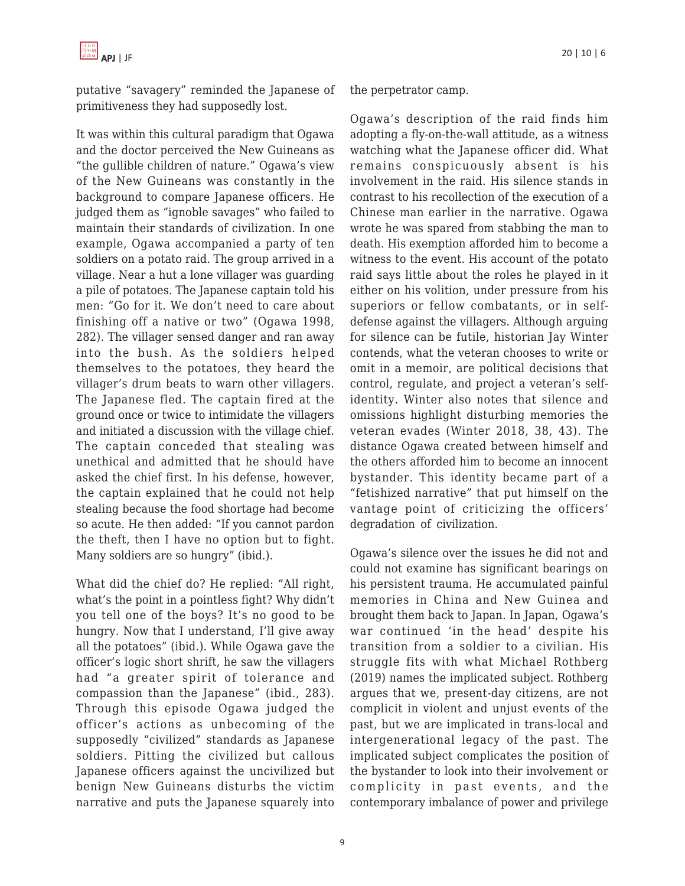putative "savagery" reminded the Japanese of primitiveness they had supposedly lost.

It was within this cultural paradigm that Ogawa and the doctor perceived the New Guineans as "the gullible children of nature." Ogawa's view of the New Guineans was constantly in the background to compare Japanese officers. He judged them as "ignoble savages" who failed to maintain their standards of civilization. In one example, Ogawa accompanied a party of ten soldiers on a potato raid. The group arrived in a village. Near a hut a lone villager was guarding a pile of potatoes. The Japanese captain told his men: "Go for it. We don't need to care about finishing off a native or two" (Ogawa 1998, 282). The villager sensed danger and ran away into the bush. As the soldiers helped themselves to the potatoes, they heard the villager's drum beats to warn other villagers. The Japanese fled. The captain fired at the ground once or twice to intimidate the villagers and initiated a discussion with the village chief. The captain conceded that stealing was unethical and admitted that he should have asked the chief first. In his defense, however, the captain explained that he could not help stealing because the food shortage had become so acute. He then added: "If you cannot pardon the theft, then I have no option but to fight. Many soldiers are so hungry" (ibid.).

What did the chief do? He replied: "All right, what's the point in a pointless fight? Why didn't you tell one of the boys? It's no good to be hungry. Now that I understand, I'll give away all the potatoes" (ibid.). While Ogawa gave the officer's logic short shrift, he saw the villagers had "a greater spirit of tolerance and compassion than the Japanese" (ibid., 283). Through this episode Ogawa judged the officer's actions as unbecoming of the supposedly "civilized" standards as Japanese soldiers. Pitting the civilized but callous Japanese officers against the uncivilized but benign New Guineans disturbs the victim narrative and puts the Japanese squarely into the perpetrator camp.

Ogawa's description of the raid finds him adopting a fly-on-the-wall attitude, as a witness watching what the Japanese officer did. What remains conspicuously absent is his involvement in the raid. His silence stands in contrast to his recollection of the execution of a Chinese man earlier in the narrative. Ogawa wrote he was spared from stabbing the man to death. His exemption afforded him to become a witness to the event. His account of the potato raid says little about the roles he played in it either on his volition, under pressure from his superiors or fellow combatants, or in self-defense against the villagers. Although arguing for silence can be futile, historian Jay Winter contends, what the veteran chooses to write or omit in a memoir, are political decisions that control, regulate, and project a veteran's self-identity. Winter also notes that silence and omissions highlight disturbing memories the veteran evades (Winter 2018, 38, 43). The distance Ogawa created between himself and the others afforded him to become an innocent bystander. This identity became part of a "fetishized narrative" that put himself on the vantage point of criticizing the officers' degradation of civilization.

Ogawa's silence over the issues he did not and could not examine has significant bearings on his persistent trauma. He accumulated painful memories in China and New Guinea and brought them back to Japan. In Japan, Ogawa's war continued 'in the head' despite his transition from a soldier to a civilian. His struggle fits with what Michael Rothberg (2019) names the implicated subject. Rothberg argues that we, present-day citizens, are not complicit in violent and unjust events of the past, but we are implicated in trans-local and intergenerational legacy of the past. The implicated subject complicates the position of the bystander to look into their involvement or complicity in past events, and the contemporary imbalance of power and privilege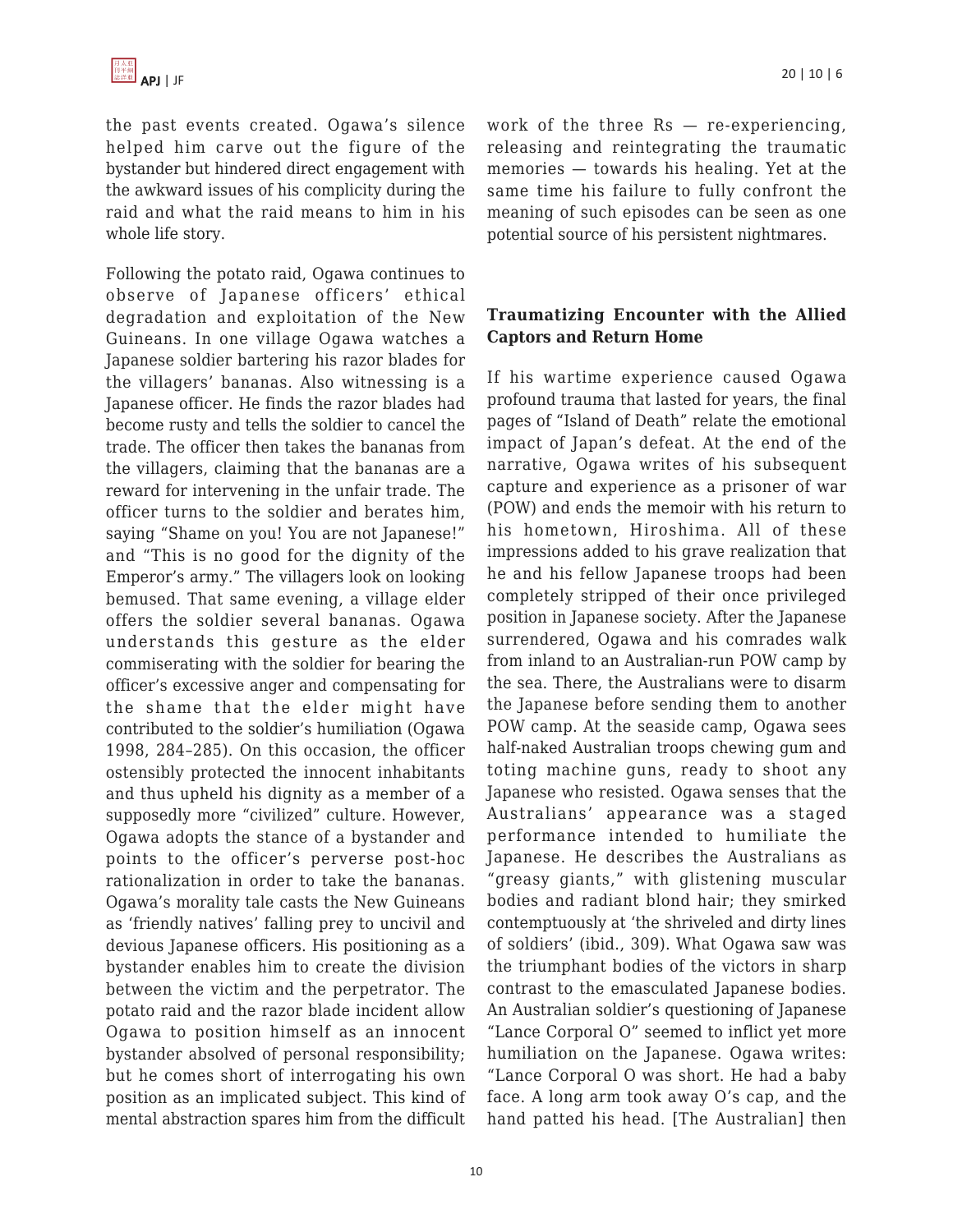the past events created. Ogawa's silence helped him carve out the figure of the bystander but hindered direct engagement with the awkward issues of his complicity during the raid and what the raid means to him in his whole life story.

Following the potato raid, Ogawa continues to observe of Japanese officers' ethical degradation and exploitation of the New Guineans. In one village Ogawa watches a Japanese soldier bartering his razor blades for the villagers' bananas. Also witnessing is a Japanese officer. He finds the razor blades had become rusty and tells the soldier to cancel the trade. The officer then takes the bananas from the villagers, claiming that the bananas are a reward for intervening in the unfair trade. The officer turns to the soldier and berates him, saying "Shame on you! You are not Japanese!" and "This is no good for the dignity of the Emperor's army." The villagers look on looking bemused. That same evening, a village elder offers the soldier several bananas. Ogawa understands this gesture as the elder commiserating with the soldier for bearing the officer's excessive anger and compensating for the shame that the elder might have contributed to the soldier's humiliation (Ogawa 1998, 284–285). On this occasion, the officer ostensibly protected the innocent inhabitants and thus upheld his dignity as a member of a supposedly more "civilized" culture. However, Ogawa adopts the stance of a bystander and points to the officer's perverse post-hoc rationalization in order to take the bananas. Ogawa's morality tale casts the New Guineans as 'friendly natives' falling prey to uncivil and devious Japanese officers. His positioning as a bystander enables him to create the division between the victim and the perpetrator. The potato raid and the razor blade incident allow Ogawa to position himself as an innocent bystander absolved of personal responsibility; but he comes short of interrogating his own position as an implicated subject. This kind of mental abstraction spares him from the difficult work of the three Rs — re-experiencing, releasing and reintegrating the traumatic memories — towards his healing. Yet at the same time his failure to fully confront the meaning of such episodes can be seen as one potential source of his persistent nightmares.

## Traumatizing Encounter with the Allied Captors and Return Home

If his wartime experience caused Ogawa profound trauma that lasted for years, the final pages of "Island of Death" relate the emotional impact of Japan's defeat. At the end of the narrative, Ogawa writes of his subsequent capture and experience as a prisoner of war (POW) and ends the memoir with his return to his hometown, Hiroshima. All of these impressions added to his grave realization that he and his fellow Japanese troops had been completely stripped of their once privileged position in Japanese society. After the Japanese surrendered, Ogawa and his comrades walk from inland to an Australian-run POW camp by the sea. There, the Australians were to disarm the Japanese before sending them to another POW camp. At the seaside camp, Ogawa sees half-naked Australian troops chewing gum and toting machine guns, ready to shoot any Japanese who resisted. Ogawa senses that the Australians' appearance was a staged performance intended to humiliate the Japanese. He describes the Australians as "greasy giants," with glistening muscular bodies and radiant blond hair; they smirked contemptuously at 'the shriveled and dirty lines of soldiers' (ibid., 309). What Ogawa saw was the triumphant bodies of the victors in sharp contrast to the emasculated Japanese bodies. An Australian soldier's questioning of Japanese "Lance Corporal O" seemed to inflict yet more humiliation on the Japanese. Ogawa writes: "Lance Corporal O was short. He had a baby face. A long arm took away O's cap, and the hand patted his head. [The Australian] then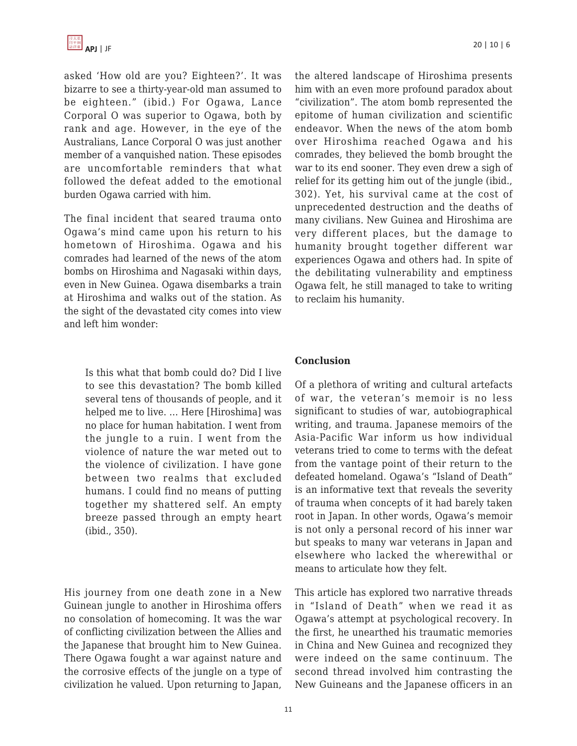asked 'How old are you? Eighteen?'. It was bizarre to see a thirty-year-old man assumed to be eighteen." (ibid.) For Ogawa, Lance Corporal O was superior to Ogawa, both by rank and age. However, in the eye of the Australians, Lance Corporal O was just another member of a vanquished nation. These episodes are uncomfortable reminders that what followed the defeat added to the emotional burden Ogawa carried with him.

The final incident that seared trauma onto Ogawa's mind came upon his return to his hometown of Hiroshima. Ogawa and his comrades had learned of the news of the atom bombs on Hiroshima and Nagasaki within days, even in New Guinea. Ogawa disembarks a train at Hiroshima and walks out of the station. As the sight of the devastated city comes into view and left him wonder:

> Is this what that bomb could do? Did I live to see this devastation? The bomb killed several tens of thousands of people, and it helped me to live. … Here [Hiroshima] was no place for human habitation. I went from the jungle to a ruin. I went from the violence of nature the war meted out to the violence of civilization. I have gone between two realms that excluded humans. I could find no means of putting together my shattered self. An empty breeze passed through an empty heart (ibid., 350).

His journey from one death zone in a New Guinean jungle to another in Hiroshima offers no consolation of homecoming. It was the war of conflicting civilization between the Allies and the Japanese that brought him to New Guinea. There Ogawa fought a war against nature and the corrosive effects of the jungle on a type of civilization he valued. Upon returning to Japan, the altered landscape of Hiroshima presents him with an even more profound paradox about "civilization". The atom bomb represented the epitome of human civilization and scientific endeavor. When the news of the atom bomb over Hiroshima reached Ogawa and his comrades, they believed the bomb brought the war to its end sooner. They even drew a sigh of relief for its getting him out of the jungle (ibid., 302). Yet, his survival came at the cost of unprecedented destruction and the deaths of many civilians. New Guinea and Hiroshima are very different places, but the damage to humanity brought together different war experiences Ogawa and others had. In spite of the debilitating vulnerability and emptiness Ogawa felt, he still managed to take to writing to reclaim his humanity.

## Conclusion

Of a plethora of writing and cultural artefacts of war, the veteran's memoir is no less significant to studies of war, autobiographical writing, and trauma. Japanese memoirs of the Asia-Pacific War inform us how individual veterans tried to come to terms with the defeat from the vantage point of their return to the defeated homeland. Ogawa's "Island of Death" is an informative text that reveals the severity of trauma when concepts of it had barely taken root in Japan. In other words, Ogawa's memoir is not only a personal record of his inner war but speaks to many war veterans in Japan and elsewhere who lacked the wherewithal or means to articulate how they felt.

This article has explored two narrative threads in "Island of Death" when we read it as Ogawa's attempt at psychological recovery. In the first, he unearthed his traumatic memories in China and New Guinea and recognized they were indeed on the same continuum. The second thread involved him contrasting the New Guineans and the Japanese officers in an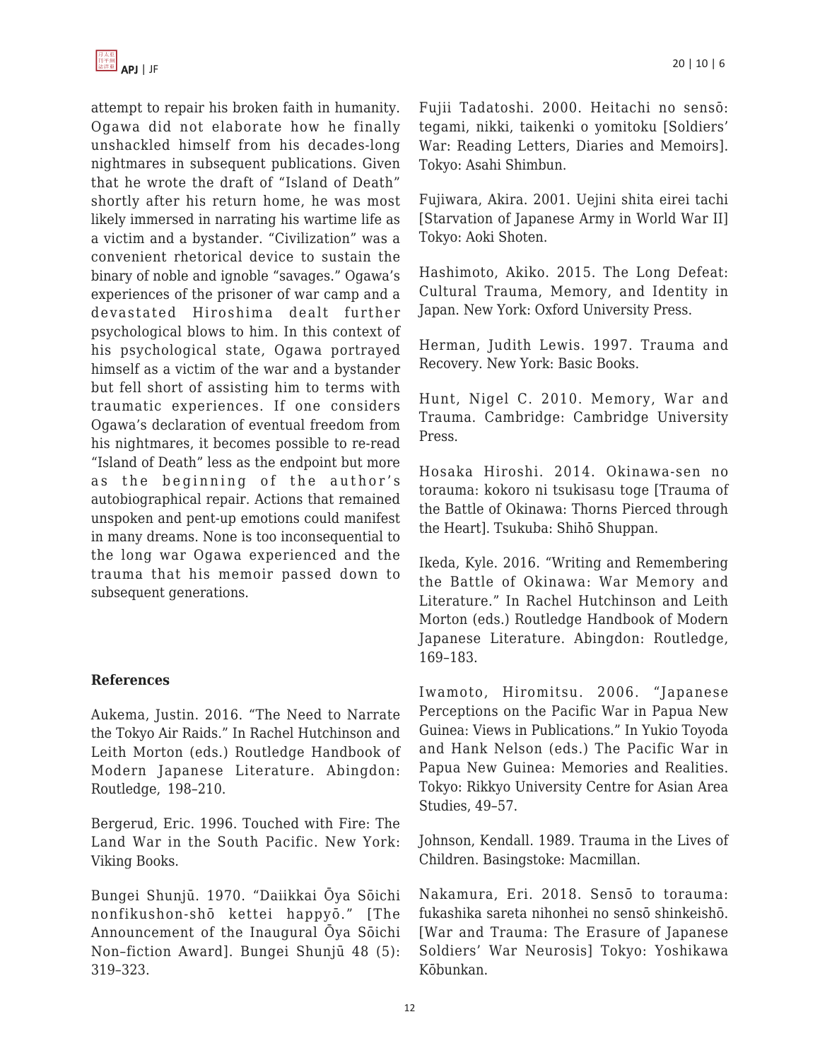attempt to repair his broken faith in humanity. Ogawa did not elaborate how he finally unshackled himself from his decades-long nightmares in subsequent publications. Given that he wrote the draft of "Island of Death" shortly after his return home, he was most likely immersed in narrating his wartime life as a victim and a bystander. "Civilization" was a convenient rhetorical device to sustain the binary of noble and ignoble "savages." Ogawa's experiences of the prisoner of war camp and a devastated Hiroshima dealt further psychological blows to him. In this context of his psychological state, Ogawa portrayed himself as a victim of the war and a bystander but fell short of assisting him to terms with traumatic experiences. If one considers Ogawa's declaration of eventual freedom from his nightmares, it becomes possible to re-read "Island of Death" less as the endpoint but more as the beginning of the author's autobiographical repair. Actions that remained unspoken and pent-up emotions could manifest in many dreams. None is too inconsequential to the long war Ogawa experienced and the trauma that his memoir passed down to subsequent generations.

**References**

Aukema, Justin. 2016. "The Need to Narrate the Tokyo Air Raids." In Rachel Hutchinson and Leith Morton (eds.) Routledge Handbook of Modern Japanese Literature. Abingdon: Routledge, 198–210.

Bergerud, Eric. 1996. Touched with Fire: The Land War in the South Pacific. New York: Viking Books.

Bungei Shunjū. 1970. "Daiikkai Ōya Sōichi nonfikushon-shō kettei happyō." [The Announcement of the Inaugural Ōya Sōichi Non–fiction Award]. Bungei Shunjū 48 (5): 319–323.

Fujii Tadatoshi. 2000. Heitachi no sensō: tegami, nikki, taikenki o yomitoku [Soldiers' War: Reading Letters, Diaries and Memoirs]. Tokyo: Asahi Shimbun.

Fujiwara, Akira. 2001. Uejini shita eirei tachi [Starvation of Japanese Army in World War II] Tokyo: Aoki Shoten.

Hashimoto, Akiko. 2015. The Long Defeat: Cultural Trauma, Memory, and Identity in Japan. New York: Oxford University Press.

Herman, Judith Lewis. 1997. Trauma and Recovery. New York: Basic Books.

Hunt, Nigel C. 2010. Memory, War and Trauma. Cambridge: Cambridge University Press.

Hosaka Hiroshi. 2014. Okinawa-sen no torauma: kokoro ni tsukisasu toge [Trauma of the Battle of Okinawa: Thorns Pierced through the Heart]. Tsukuba: Shihō Shuppan.

Ikeda, Kyle. 2016. "Writing and Remembering the Battle of Okinawa: War Memory and Literature." In Rachel Hutchinson and Leith Morton (eds.) Routledge Handbook of Modern Japanese Literature. Abingdon: Routledge, 169–183.

Iwamoto, Hiromitsu. 2006. "Japanese Perceptions on the Pacific War in Papua New Guinea: Views in Publications." In Yukio Toyoda and Hank Nelson (eds.) The Pacific War in Papua New Guinea: Memories and Realities. Tokyo: Rikkyo University Centre for Asian Area Studies, 49–57.

Johnson, Kendall. 1989. Trauma in the Lives of Children. Basingstoke: Macmillan.

Nakamura, Eri. 2018. Sensō to torauma: fukashika sareta nihonhei no sensō shinkeishō. [War and Trauma: The Erasure of Japanese Soldiers' War Neurosis] Tokyo: Yoshikawa Kōbunkan.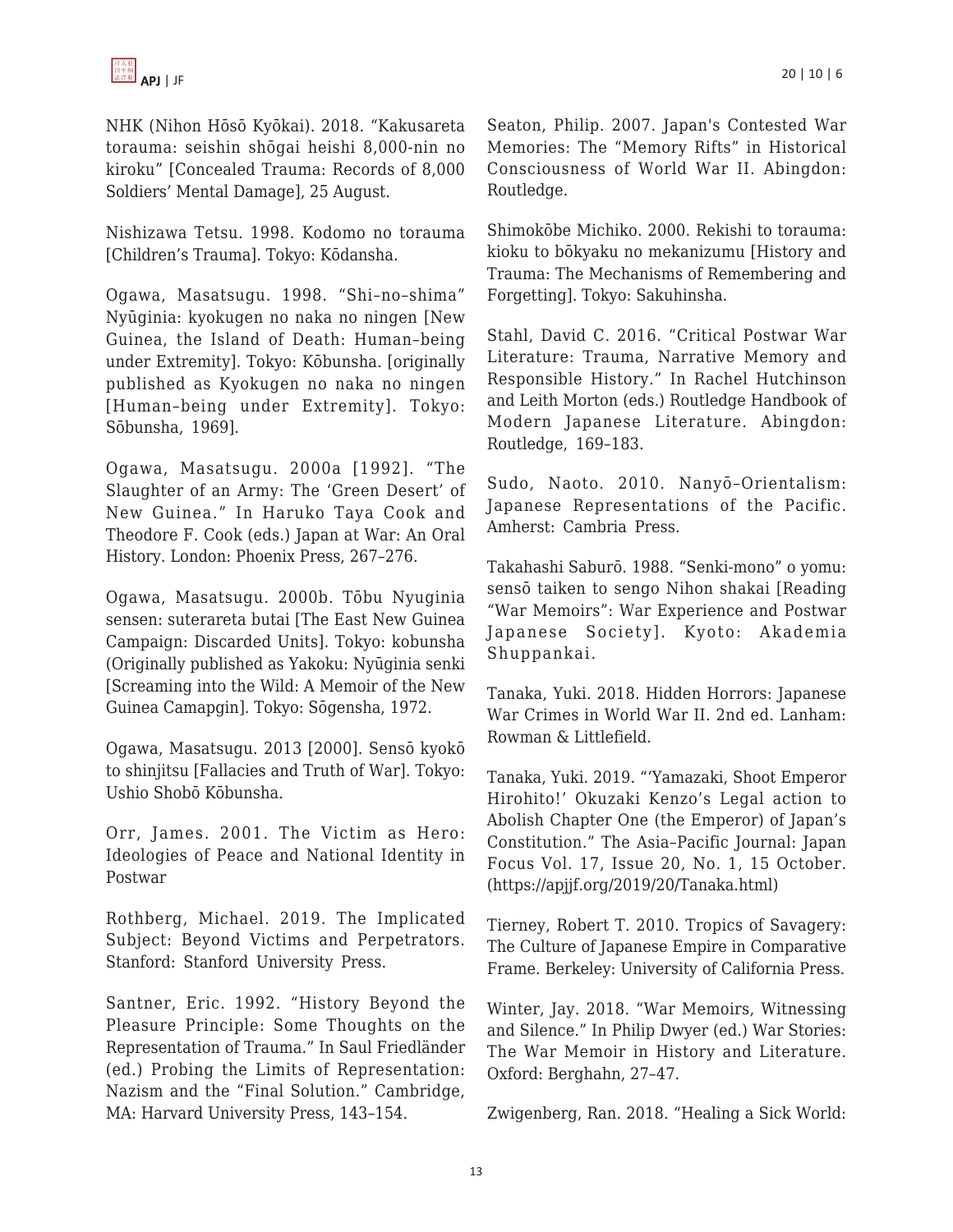NHK (Nihon Hōsō Kyōkai). 2018. "Kakusareta torauma: seishin shōgai heishi 8,000-nin no kiroku" [Concealed Trauma: Records of 8,000 Soldiers' Mental Damage], 25 August.

Nishizawa Tetsu. 1998. Kodomo no torauma [Children's Trauma]. Tokyo: Kōdansha.

Ogawa, Masatsugu. 1998. "Shi–no–shima" Nyūginia: kyokugen no naka no ningen [New Guinea, the Island of Death: Human–being under Extremity]. Tokyo: Kōbunsha. [originally published as Kyokugen no naka no ningen [Human–being under Extremity]. Tokyo: Sōbunsha, 1969].

Ogawa, Masatsugu. 2000a [1992]. "The Slaughter of an Army: The 'Green Desert' of New Guinea." In Haruko Taya Cook and Theodore F. Cook (eds.) Japan at War: An Oral History. London: Phoenix Press, 267–276.

Ogawa, Masatsugu. 2000b. Tōbu Nyuginia sensen: suterareta butai [The East New Guinea Campaign: Discarded Units]. Tokyo: kobunsha (Originally published as Yakoku: Nyūginia senki [Screaming into the Wild: A Memoir of the New Guinea Camapgin]. Tokyo: Sōgensha, 1972.

Ogawa, Masatsugu. 2013 [2000]. Sensō kyokō to shinjitsu [Fallacies and Truth of War]. Tokyo: Ushio Shobō Kōbunsha.

Orr, James. 2001. The Victim as Hero: Ideologies of Peace and National Identity in Postwar

Rothberg, Michael. 2019. The Implicated Subject: Beyond Victims and Perpetrators. Stanford: Stanford University Press.

Santner, Eric. 1992. "History Beyond the Pleasure Principle: Some Thoughts on the Representation of Trauma." In Saul Friedländer (ed.) Probing the Limits of Representation: Nazism and the "Final Solution." Cambridge, MA: Harvard University Press, 143–154.

Seaton, Philip. 2007. Japan's Contested War Memories: The "Memory Rifts" in Historical Consciousness of World War II. Abingdon: Routledge.

Shimokōbe Michiko. 2000. Rekishi to torauma: kioku to bōkyaku no mekanizumu [History and Trauma: The Mechanisms of Remembering and Forgetting]. Tokyo: Sakuhinsha.

Stahl, David C. 2016. "Critical Postwar War Literature: Trauma, Narrative Memory and Responsible History." In Rachel Hutchinson and Leith Morton (eds.) Routledge Handbook of Modern Japanese Literature. Abingdon: Routledge, 169–183.

Sudo, Naoto. 2010. Nanyō–Orientalism: Japanese Representations of the Pacific. Amherst: Cambria Press.

Takahashi Saburō. 1988. "Senki-mono" o yomu: sensō taiken to sengo Nihon shakai [Reading "War Memoirs": War Experience and Postwar Japanese Society]. Kyoto: Akademia Shuppankai.

Tanaka, Yuki. 2018. Hidden Horrors: Japanese War Crimes in World War II. 2nd ed. Lanham: Rowman & Littlefield.

Tanaka, Yuki. 2019. "'Yamazaki, Shoot Emperor Hirohito!' Okuzaki Kenzo's Legal action to Abolish Chapter One (the Emperor) of Japan's Constitution." The Asia–Pacific Journal: Japan Focus Vol. 17, Issue 20, No. 1, 15 October. (https://apjjf.org/2019/20/Tanaka.html)

Tierney, Robert T. 2010. Tropics of Savagery: The Culture of Japanese Empire in Comparative Frame. Berkeley: University of California Press.

Winter, Jay. 2018. "War Memoirs, Witnessing and Silence." In Philip Dwyer (ed.) War Stories: The War Memoir in History and Literature. Oxford: Berghahn, 27–47.

Zwigenberg, Ran. 2018. "Healing a Sick World: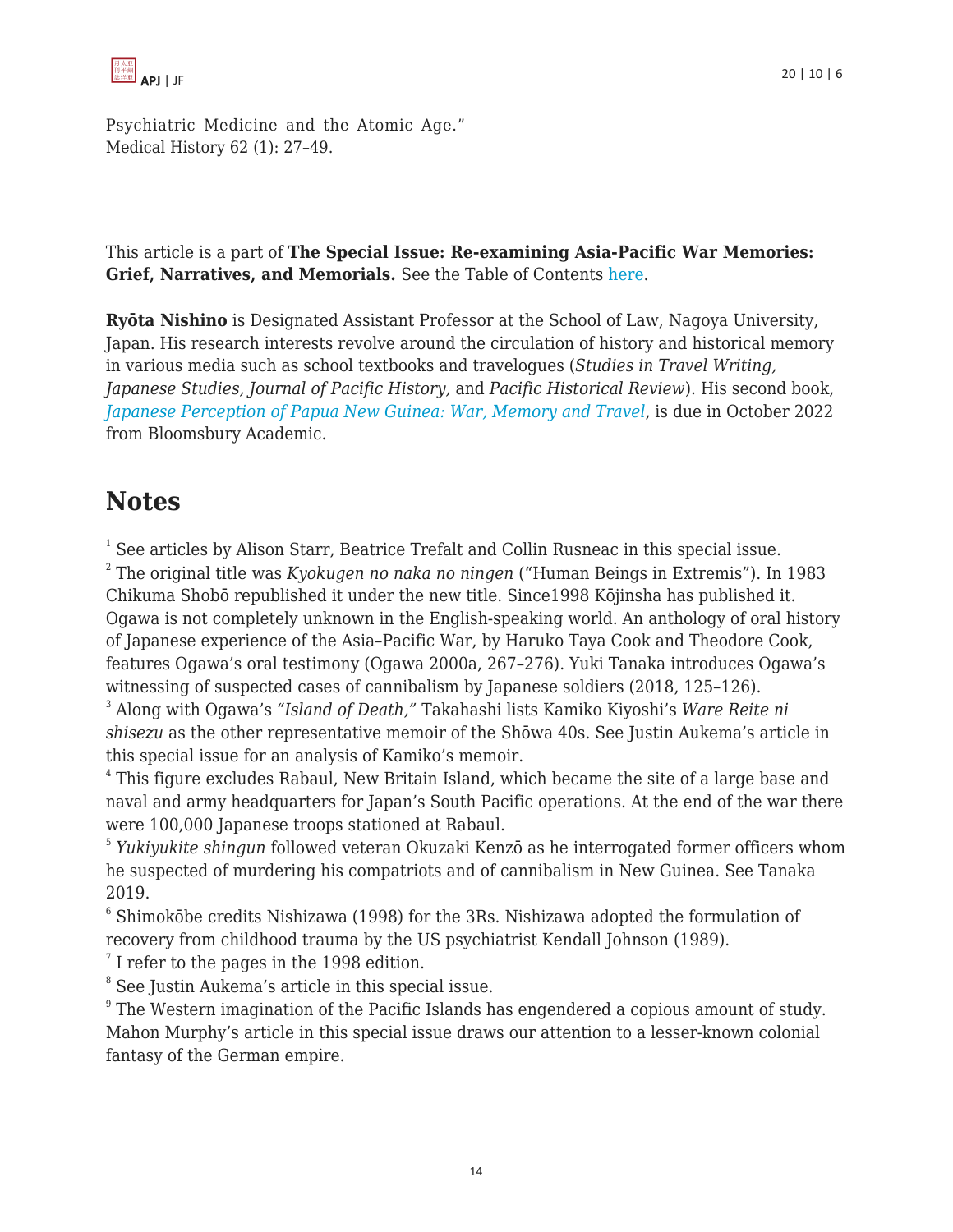Psychiatric Medicine and the Atomic Age." Medical History 62 (1): 27–49.

This article is a part of **The Special Issue: Re-examining Asia-Pacific War Memories: Grief, Narratives, and Memorials.** See the Table of Contents here.

**Ryōta Nishino** is Designated Assistant Professor at the School of Law, Nagoya University, Japan. His research interests revolve around the circulation of history and historical memory in various media such as school textbooks and travelogues (*Studies in Travel Writing, Japanese Studies, Journal of Pacific History,* and *Pacific Historical Review*). His second book, *Japanese Perception of Papua New Guinea: War, Memory and Travel*, is due in October 2022 from Bloomsbury Academic.

## Notes

[1] See articles by Alison Starr, Beatrice Trefalt and Collin Rusneac in this special issue.

[2] The original title was *Kyokugen no naka no ningen* ("Human Beings in Extremis"). In 1983 Chikuma Shobō republished it under the new title. Since1998 Kōjinsha has published it. Ogawa is not completely unknown in the English-speaking world. An anthology of oral history of Japanese experience of the Asia–Pacific War, by Haruko Taya Cook and Theodore Cook, features Ogawa's oral testimony (Ogawa 2000a, 267–276). Yuki Tanaka introduces Ogawa's witnessing of suspected cases of cannibalism by Japanese soldiers (2018, 125–126).

[3] Along with Ogawa's *"Island of Death,"* Takahashi lists Kamiko Kiyoshi's *Ware Reite ni shisezu* as the other representative memoir of the Shōwa 40s. See Justin Aukema's article in this special issue for an analysis of Kamiko's memoir.

[4] This figure excludes Rabaul, New Britain Island, which became the site of a large base and naval and army headquarters for Japan's South Pacific operations. At the end of the war there were 100,000 Japanese troops stationed at Rabaul.

[5] *Yukiyukite shingun* followed veteran Okuzaki Kenzō as he interrogated former officers whom he suspected of murdering his compatriots and of cannibalism in New Guinea. See Tanaka 2019.

[6] Shimokōbe credits Nishizawa (1998) for the 3Rs. Nishizawa adopted the formulation of recovery from childhood trauma by the US psychiatrist Kendall Johnson (1989).

[7] I refer to the pages in the 1998 edition.

[8] See Justin Aukema's article in this special issue.

[9] The Western imagination of the Pacific Islands has engendered a copious amount of study. Mahon Murphy's article in this special issue draws our attention to a lesser-known colonial fantasy of the German empire.